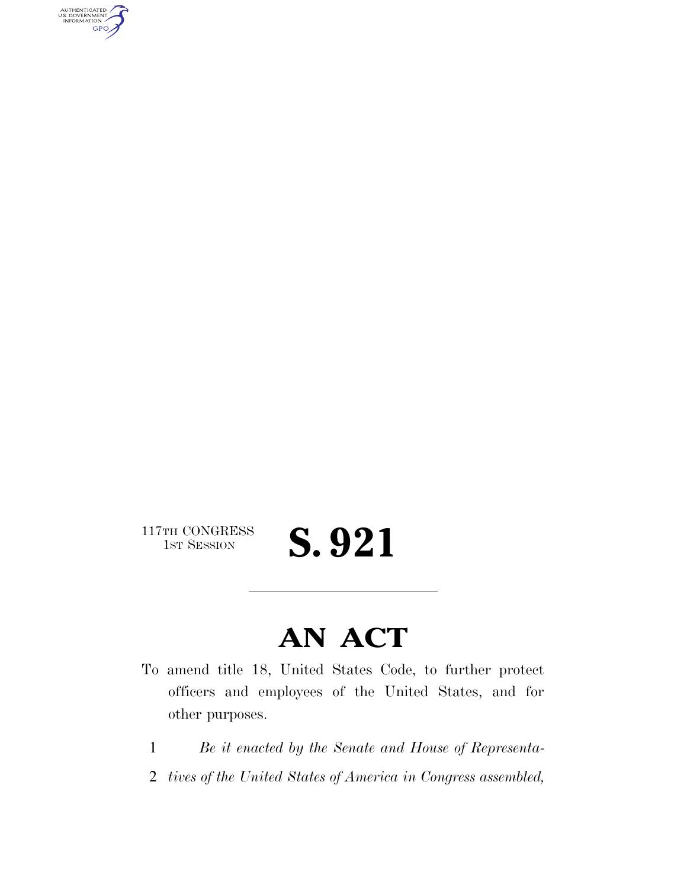117TH CONGRESS
1ST SESSION

# S. 921

## AN ACT

To amend title 18, United States Code, to further protect officers and employees of the United States, and for other purposes.

1 *Be it enacted by the Senate and House of Representa-*
2 *tives of the United States of America in Congress assembled,*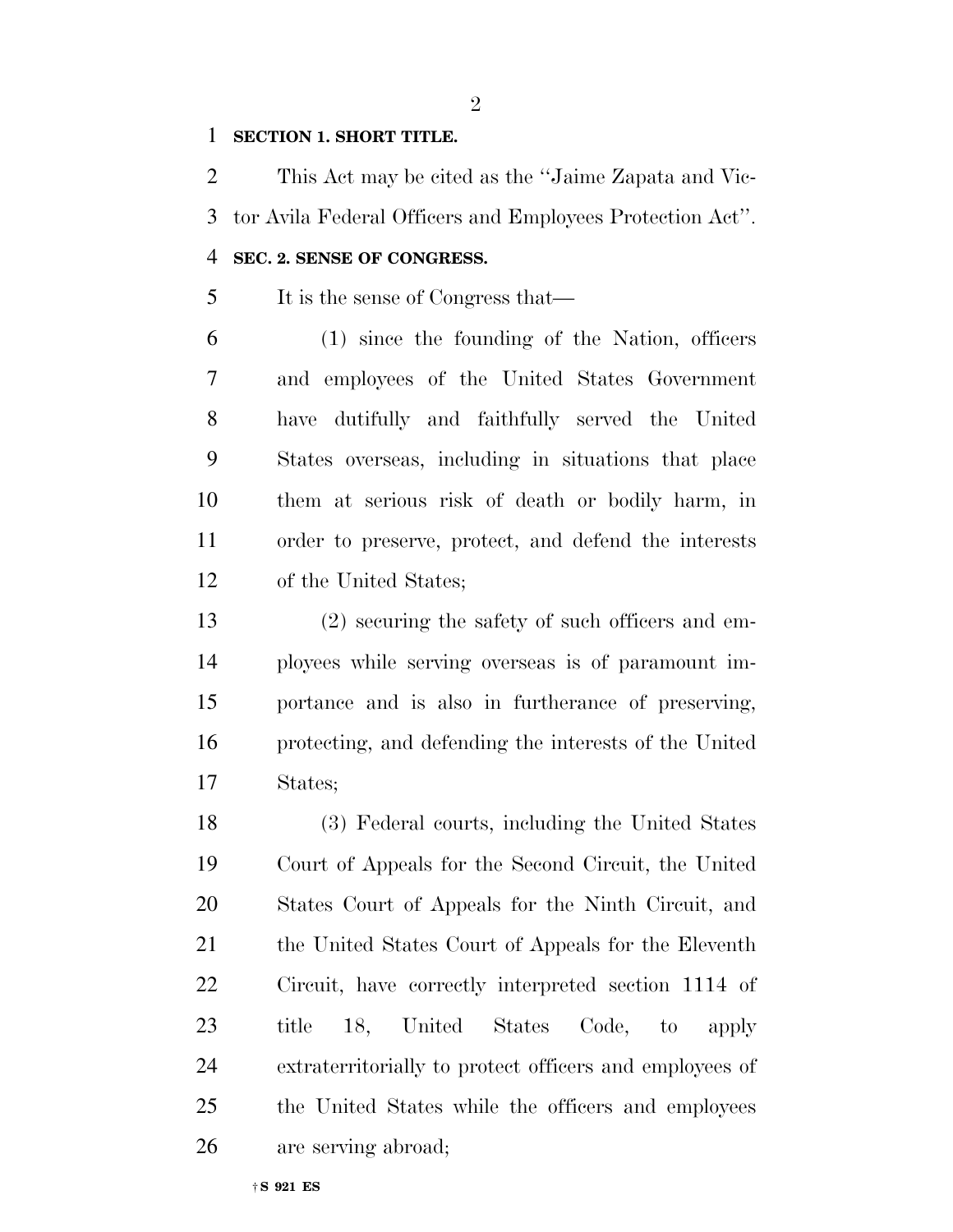**SECTION 1. SHORT TITLE.**

This Act may be cited as the "Jaime Zapata and Victor Avila Federal Officers and Employees Protection Act".

**SEC. 2. SENSE OF CONGRESS.**

It is the sense of Congress that—

(1) since the founding of the Nation, officers and employees of the United States Government have dutifully and faithfully served the United States overseas, including in situations that place them at serious risk of death or bodily harm, in order to preserve, protect, and defend the interests of the United States;

(2) securing the safety of such officers and employees while serving overseas is of paramount importance and is also in furtherance of preserving, protecting, and defending the interests of the United States;

(3) Federal courts, including the United States Court of Appeals for the Second Circuit, the United States Court of Appeals for the Ninth Circuit, and the United States Court of Appeals for the Eleventh Circuit, have correctly interpreted section 1114 of title 18, United States Code, to apply extraterritorially to protect officers and employees of the United States while the officers and employees are serving abroad;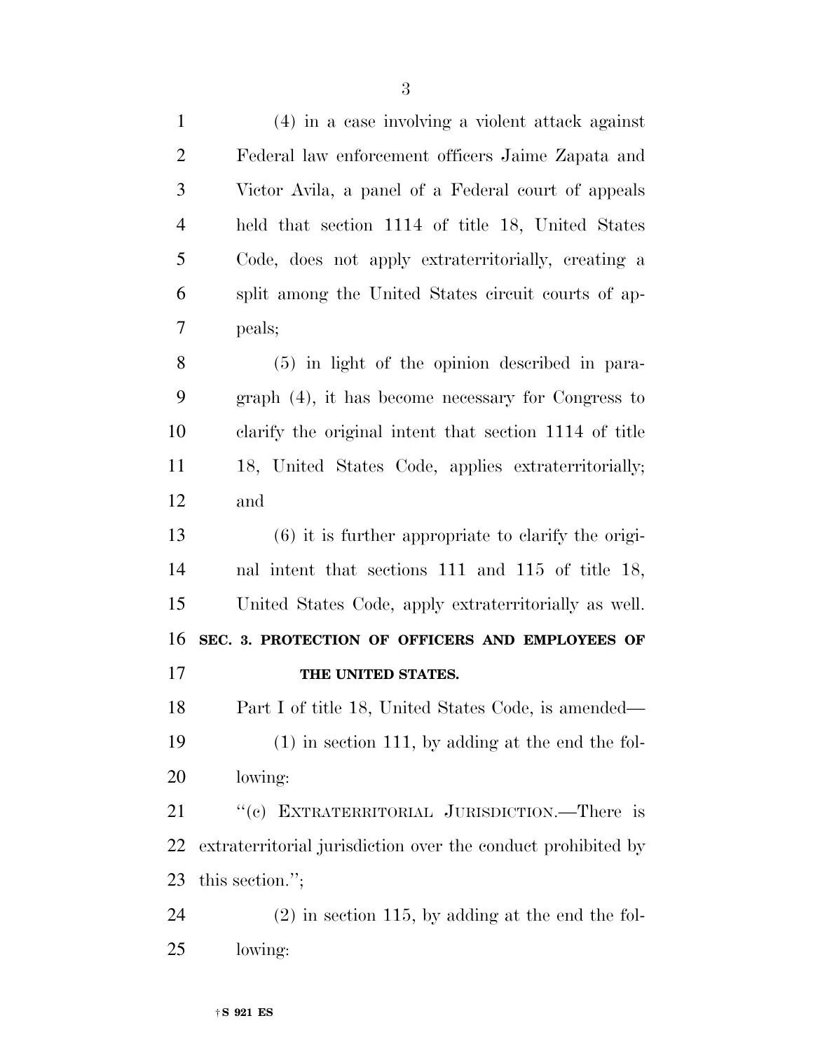(4) in a case involving a violent attack against Federal law enforcement officers Jaime Zapata and Victor Avila, a panel of a Federal court of appeals held that section 1114 of title 18, United States Code, does not apply extraterritorially, creating a split among the United States circuit courts of appeals;

(5) in light of the opinion described in paragraph (4), it has become necessary for Congress to clarify the original intent that section 1114 of title 18, United States Code, applies extraterritorially; and

(6) it is further appropriate to clarify the original intent that sections 111 and 115 of title 18, United States Code, apply extraterritorially as well.

**SEC. 3. PROTECTION OF OFFICERS AND EMPLOYEES OF THE UNITED STATES.**

Part I of title 18, United States Code, is amended—

(1) in section 111, by adding at the end the following:

"(c) EXTRATERRITORIAL JURISDICTION.—There is extraterritorial jurisdiction over the conduct prohibited by this section.";

(2) in section 115, by adding at the end the following: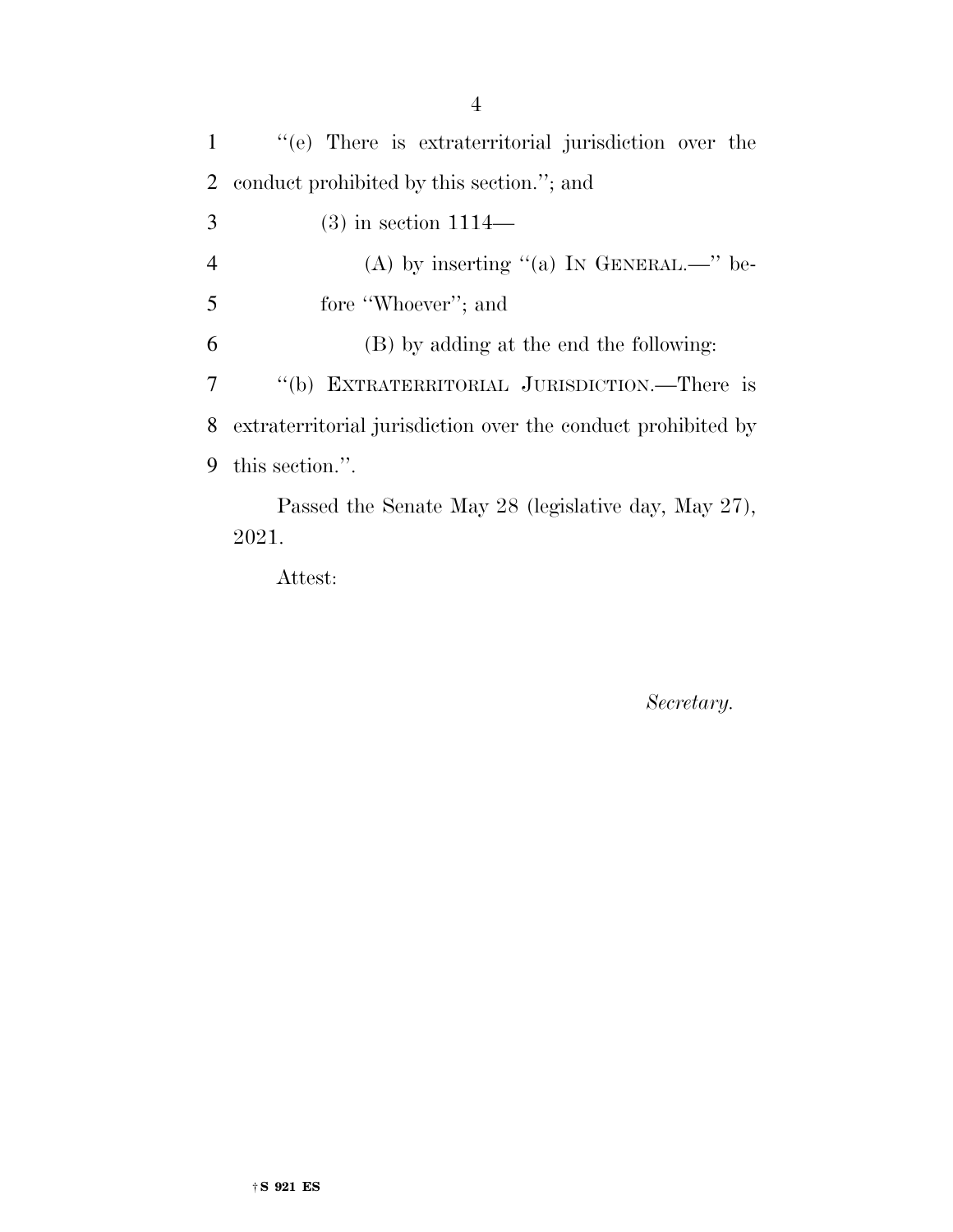''(e) There is extraterritorial jurisdiction over the conduct prohibited by this section.''; and

(3) in section 1114—

(A) by inserting ''(a) IN GENERAL.—'' before ''Whoever''; and

(B) by adding at the end the following:

''(b) EXTRATERRITORIAL JURISDICTION.—There is extraterritorial jurisdiction over the conduct prohibited by this section.''.

Passed the Senate May 28 (legislative day, May 27), 2021.

Attest:

*Secretary.*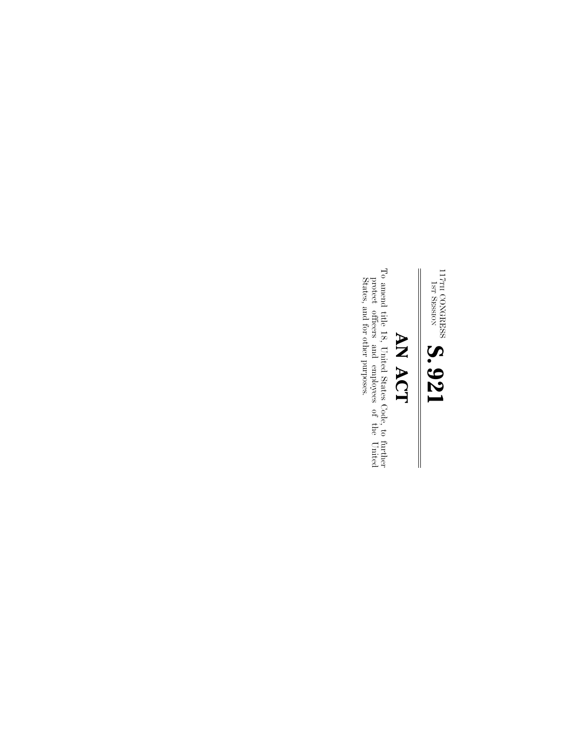117TH CONGRESS
1ST SESSION

# S. 921

---

# AN ACT

To amend title 18, United States Code, to further protect officers and employees of the United States, and for other purposes.